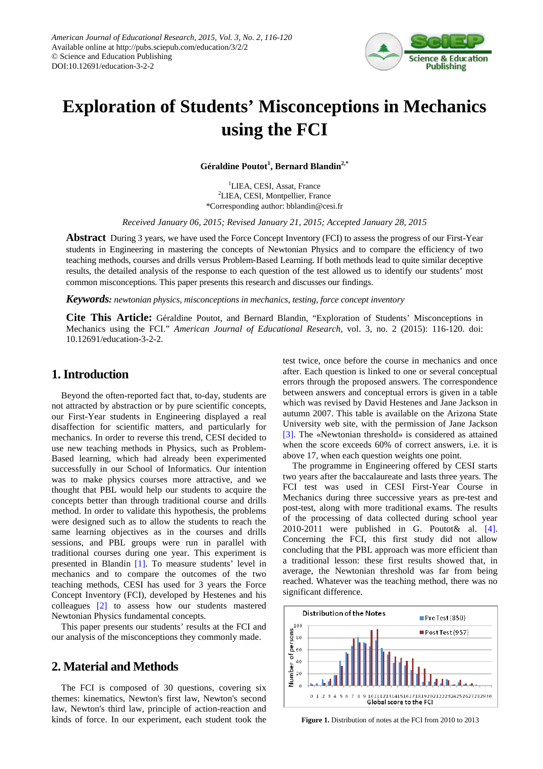# Exploration of Students' Misconceptions in Mechanics using the FCI

**Géraldine Poutot[1], Bernard Blandin[2,*]**

[1]LIEA, CESI, Assat, France
[2]LIEA, CESI, Montpellier, France
*Corresponding author: bblandin@cesi.fr

*Received January 06, 2015; Revised January 21, 2015; Accepted January 28, 2015*

**Abstract** During 3 years, we have used the Force Concept Inventory (FCI) to assess the progress of our First-Year students in Engineering in mastering the concepts of Newtonian Physics and to compare the efficiency of two teaching methods, courses and drills versus Problem-Based Learning. If both methods lead to quite similar deceptive results, the detailed analysis of the response to each question of the test allowed us to identify our students' most common misconceptions. This paper presents this research and discusses our findings.

***Keywords:*** *newtonian physics, misconceptions in mechanics, testing, force concept inventory*

**Cite This Article:** Géraldine Poutot, and Bernard Blandin, "Exploration of Students' Misconceptions in Mechanics using the FCI." *American Journal of Educational Research*, vol. 3, no. 2 (2015): 116-120. doi: 10.12691/education-3-2-2.

## 1. Introduction

Beyond the often-reported fact that, to-day, students are not attracted by abstraction or by pure scientific concepts, our First-Year students in Engineering displayed a real disaffection for scientific matters, and particularly for mechanics. In order to reverse this trend, CESI decided to use new teaching methods in Physics, such as Problem-Based learning, which had already been experimented successfully in our School of Informatics. Our intention was to make physics courses more attractive, and we thought that PBL would help our students to acquire the concepts better than through traditional course and drills method. In order to validate this hypothesis, the problems were designed such as to allow the students to reach the same learning objectives as in the courses and drills sessions, and PBL groups were run in parallel with traditional courses during one year. This experiment is presented in Blandin [1]. To measure students' level in mechanics and to compare the outcomes of the two teaching methods, CESI has used for 3 years the Force Concept Inventory (FCI), developed by Hestenes and his colleagues [2] to assess how our students mastered Newtonian Physics fundamental concepts.

This paper presents our students' results at the FCI and our analysis of the misconceptions they commonly made.

## 2. Material and Methods

The FCI is composed of 30 questions, covering six themes: kinematics, Newton's first law, Newton's second law, Newton's third law, principle of action-reaction and kinds of force. In our experiment, each student took the test twice, once before the course in mechanics and once after. Each question is linked to one or several conceptual errors through the proposed answers. The correspondence between answers and conceptual errors is given in a table which was revised by David Hestenes and Jane Jackson in autumn 2007. This table is available on the Arizona State University web site, with the permission of Jane Jackson [3]. The «Newtonian threshold» is considered as attained when the score exceeds 60% of correct answers, i.e. it is above 17, when each question weights one point.

The programme in Engineering offered by CESI starts two years after the baccalaureate and lasts three years. The FCI test was used in CESI First-Year Course in Mechanics during three successive years as pre-test and post-test, along with more traditional exams. The results of the processing of data collected during school year 2010-2011 were published in G. Poutot& al. [4]. Concerning the FCI, this first study did not allow concluding that the PBL approach was more efficient than a traditional lesson: these first results showed that, in average, the Newtonian threshold was far from being reached. Whatever was the teaching method, there was no significant difference.

**Figure 1.** Distribution of notes at the FCI from 2010 to 2013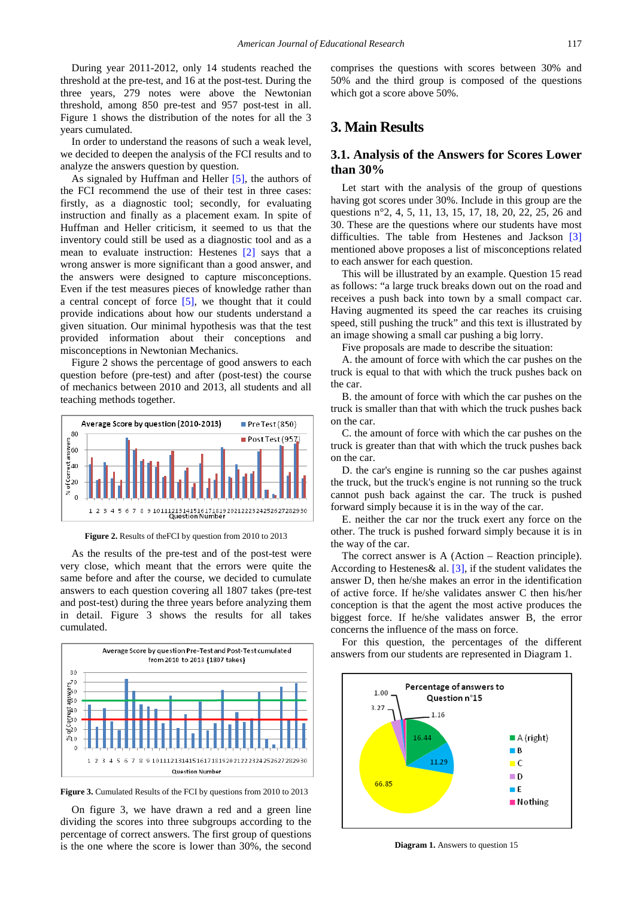During year 2011-2012, only 14 students reached the threshold at the pre-test, and 16 at the post-test. During the three years, 279 notes were above the Newtonian threshold, among 850 pre-test and 957 post-test in all. Figure 1 shows the distribution of the notes for all the 3 years cumulated.

In order to understand the reasons of such a weak level, we decided to deepen the analysis of the FCI results and to analyze the answers question by question.

As signaled by Huffman and Heller [5], the authors of the FCI recommend the use of their test in three cases: firstly, as a diagnostic tool; secondly, for evaluating instruction and finally as a placement exam. In spite of Huffman and Heller criticism, it seemed to us that the inventory could still be used as a diagnostic tool and as a mean to evaluate instruction: Hestenes [2] says that a wrong answer is more significant than a good answer, and the answers were designed to capture misconceptions. Even if the test measures pieces of knowledge rather than a central concept of force [5], we thought that it could provide indications about how our students understand a given situation. Our minimal hypothesis was that the test provided information about their conceptions and misconceptions in Newtonian Mechanics.

Figure 2 shows the percentage of good answers to each question before (pre-test) and after (post-test) the course of mechanics between 2010 and 2013, all students and all teaching methods together.

**Figure 2.** Results of theFCI by question from 2010 to 2013

As the results of the pre-test and of the post-test were very close, which meant that the errors were quite the same before and after the course, we decided to cumulate answers to each question covering all 1807 takes (pre-test and post-test) during the three years before analyzing them in detail. Figure 3 shows the results for all takes cumulated.

**Figure 3.** Cumulated Results of the FCI by questions from 2010 to 2013

On figure 3, we have drawn a red and a green line dividing the scores into three subgroups according to the percentage of correct answers. The first group of questions is the one where the score is lower than 30%, the second comprises the questions with scores between 30% and 50% and the third group is composed of the questions which got a score above 50%.

## 3. Main Results

### 3.1. Analysis of the Answers for Scores Lower than 30%

Let start with the analysis of the group of questions having got scores under 30%. Include in this group are the questions n°2, 4, 5, 11, 13, 15, 17, 18, 20, 22, 25, 26 and 30. These are the questions where our students have most difficulties. The table from Hestenes and Jackson [3] mentioned above proposes a list of misconceptions related to each answer for each question.

This will be illustrated by an example. Question 15 read as follows: "a large truck breaks down out on the road and receives a push back into town by a small compact car. Having augmented its speed the car reaches its cruising speed, still pushing the truck" and this text is illustrated by an image showing a small car pushing a big lorry.

Five proposals are made to describe the situation:

A. the amount of force with which the car pushes on the truck is equal to that with which the truck pushes back on the car.

B. the amount of force with which the car pushes on the truck is smaller than that with which the truck pushes back on the car.

C. the amount of force with which the car pushes on the truck is greater than that with which the truck pushes back on the car.

D. the car's engine is running so the car pushes against the truck, but the truck's engine is not running so the truck cannot push back against the car. The truck is pushed forward simply because it is in the way of the car.

E. neither the car nor the truck exert any force on the other. The truck is pushed forward simply because it is in the way of the car.

The correct answer is A (Action – Reaction principle). According to Hestenes& al. [3], if the student validates the answer D, then he/she makes an error in the identification of active force. If he/she validates answer C then his/her conception is that the agent the most active produces the biggest force. If he/she validates answer B, the error concerns the influence of the mass on force.

For this question, the percentages of the different answers from our students are represented in Diagram 1.

**Diagram 1.** Answers to question 15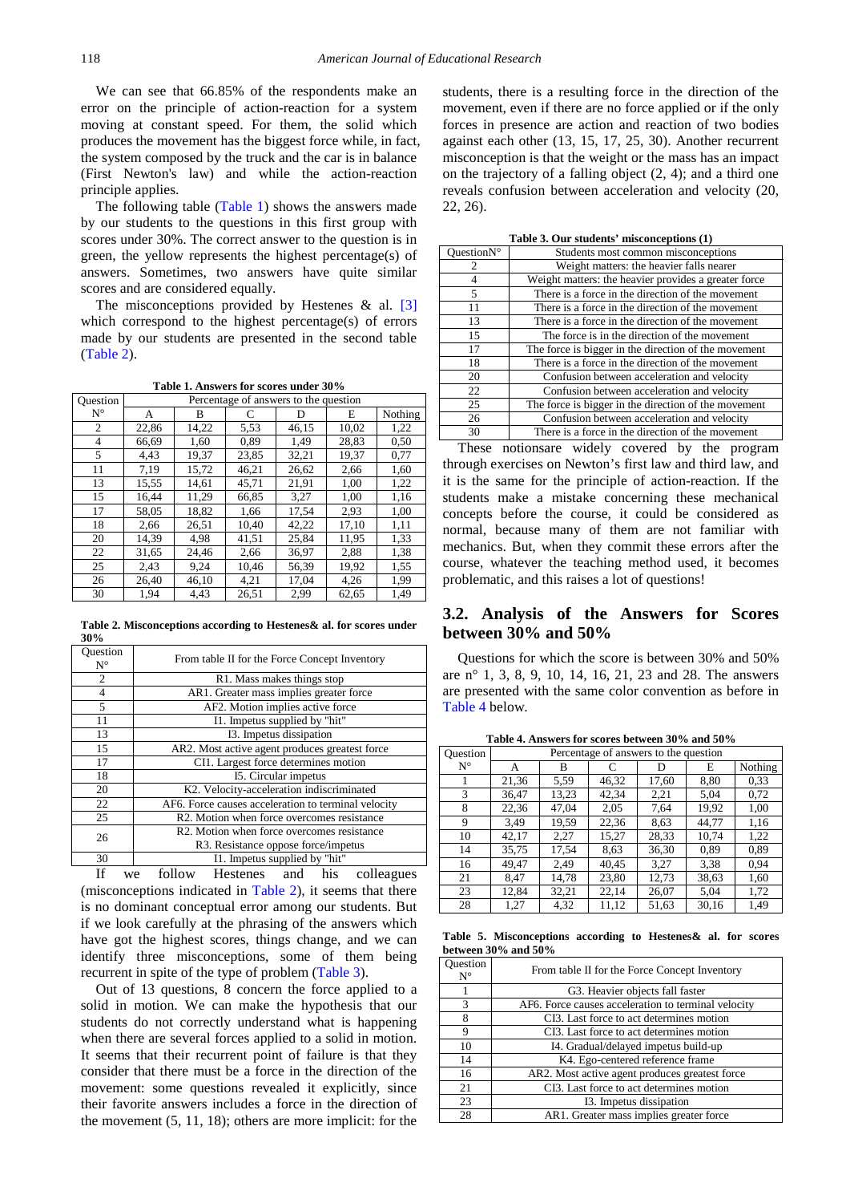We can see that 66.85% of the respondents make an error on the principle of action-reaction for a system moving at constant speed. For them, the solid which produces the movement has the biggest force while, in fact, the system composed by the truck and the car is in balance (First Newton's law) and while the action-reaction principle applies.

The following table (Table 1) shows the answers made by our students to the questions in this first group with scores under 30%. The correct answer to the question is in green, the yellow represents the highest percentage(s) of answers. Sometimes, two answers have quite similar scores and are considered equally.

The misconceptions provided by Hestenes & al. [3] which correspond to the highest percentage(s) of errors made by our students are presented in the second table (Table 2).

**Table 1. Answers for scores under 30%**

| Question N° | Percentage of answers to the question | | | | | |
|---|---|---|---|---|---|---|
| | A | B | C | D | E | Nothing |
| 2 | 22,86 | 14,22 | 5,53 | 46,15 | 10,02 | 1,22 |
| 4 | 66,69 | 1,60 | 0,89 | 1,49 | 28,83 | 0,50 |
| 5 | 4,43 | 19,37 | 23,85 | 32,21 | 19,37 | 0,77 |
| 11 | 7,19 | 15,72 | 46,21 | 26,62 | 2,66 | 1,60 |
| 13 | 15,55 | 14,61 | 45,71 | 21,91 | 1,00 | 1,22 |
| 15 | 16,44 | 11,29 | 66,85 | 3,27 | 1,00 | 1,16 |
| 17 | 58,05 | 18,82 | 1,66 | 17,54 | 2,93 | 1,00 |
| 18 | 2,66 | 26,51 | 10,40 | 42,22 | 17,10 | 1,11 |
| 20 | 14,39 | 4,98 | 41,51 | 25,84 | 11,95 | 1,33 |
| 22 | 31,65 | 24,46 | 2,66 | 36,97 | 2,88 | 1,38 |
| 25 | 2,43 | 9,24 | 10,46 | 56,39 | 19,92 | 1,55 |
| 26 | 26,40 | 46,10 | 4,21 | 17,04 | 4,26 | 1,99 |
| 30 | 1,94 | 4,43 | 26,51 | 2,99 | 62,65 | 1,49 |

**Table 2. Misconceptions according to Hestenes& al. for scores under 30%**

| Question N° | From table II for the Force Concept Inventory |
|---|---|
| 2 | R1. Mass makes things stop |
| 4 | AR1. Greater mass implies greater force |
| 5 | AF2. Motion implies active force |
| 11 | I1. Impetus supplied by "hit" |
| 13 | I3. Impetus dissipation |
| 15 | AR2. Most active agent produces greatest force |
| 17 | CI1. Largest force determines motion |
| 18 | I5. Circular impetus |
| 20 | K2. Velocity-acceleration indiscriminated |
| 22 | AF6. Force causes acceleration to terminal velocity |
| 25 | R2. Motion when force overcomes resistance |
| 26 | R2. Motion when force overcomes resistance R3. Resistance oppose force/impetus |
| 30 | I1. Impetus supplied by "hit" |

If we follow Hestenes and his colleagues (misconceptions indicated in Table 2), it seems that there is no dominant conceptual error among our students. But if we look carefully at the phrasing of the answers which have got the highest scores, things change, and we can identify three misconceptions, some of them being recurrent in spite of the type of problem (Table 3).

Out of 13 questions, 8 concern the force applied to a solid in motion. We can make the hypothesis that our students do not correctly understand what is happening when there are several forces applied to a solid in motion. It seems that their recurrent point of failure is that they consider that there must be a force in the direction of the movement: some questions revealed it explicitly, since their favorite answers includes a force in the direction of the movement (5, 11, 18); others are more implicit: for the students, there is a resulting force in the direction of the movement, even if there are no force applied or if the only forces in presence are action and reaction of two bodies against each other (13, 15, 17, 25, 30). Another recurrent misconception is that the weight or the mass has an impact on the trajectory of a falling object (2, 4); and a third one reveals confusion between acceleration and velocity (20, 22, 26).

**Table 3. Our students' misconceptions (1)**

| QuestionN° | Students most common misconceptions |
|---|---|
| 2 | Weight matters: the heavier falls nearer |
| 4 | Weight matters: the heavier provides a greater force |
| 5 | There is a force in the direction of the movement |
| 11 | There is a force in the direction of the movement |
| 13 | There is a force in the direction of the movement |
| 15 | The force is in the direction of the movement |
| 17 | The force is bigger in the direction of the movement |
| 18 | There is a force in the direction of the movement |
| 20 | Confusion between acceleration and velocity |
| 22 | Confusion between acceleration and velocity |
| 25 | The force is bigger in the direction of the movement |
| 26 | Confusion between acceleration and velocity |
| 30 | There is a force in the direction of the movement |

These notionsare widely covered by the program through exercises on Newton's first law and third law, and it is the same for the principle of action-reaction. If the students make a mistake concerning these mechanical concepts before the course, it could be considered as normal, because many of them are not familiar with mechanics. But, when they commit these errors after the course, whatever the teaching method used, it becomes problematic, and this raises a lot of questions!

## 3.2. Analysis of the Answers for Scores between 30% and 50%

Questions for which the score is between 30% and 50% are n° 1, 3, 8, 9, 10, 14, 16, 21, 23 and 28. The answers are presented with the same color convention as before in Table 4 below.

**Table 4. Answers for scores between 30% and 50%**

| Question N° | Percentage of answers to the question | | | | | |
|---|---|---|---|---|---|---|
| | A | B | C | D | E | Nothing |
| 1 | 21,36 | 5,59 | 46,32 | 17,60 | 8,80 | 0,33 |
| 3 | 36,47 | 13,23 | 42,34 | 2,21 | 5,04 | 0,72 |
| 8 | 22,36 | 47,04 | 2,05 | 7,64 | 19,92 | 1,00 |
| 9 | 3,49 | 19,59 | 22,36 | 8,63 | 44,77 | 1,16 |
| 10 | 42,17 | 2,27 | 15,27 | 28,33 | 10,74 | 1,22 |
| 14 | 35,75 | 17,54 | 8,63 | 36,30 | 0,89 | 0,89 |
| 16 | 49,47 | 2,49 | 40,45 | 3,27 | 3,38 | 0,94 |
| 21 | 8,47 | 14,78 | 23,80 | 12,73 | 38,63 | 1,60 |
| 23 | 12,84 | 32,21 | 22,14 | 26,07 | 5,04 | 1,72 |
| 28 | 1,27 | 4,32 | 11,12 | 51,63 | 30,16 | 1,49 |

**Table 5. Misconceptions according to Hestenes& al. for scores between 30% and 50%**

| Question N° | From table II for the Force Concept Inventory |
|---|---|
| 1 | G3. Heavier objects fall faster |
| 3 | AF6. Force causes acceleration to terminal velocity |
| 8 | CI3. Last force to act determines motion |
| 9 | CI3. Last force to act determines motion |
| 10 | I4. Gradual/delayed impetus build-up |
| 14 | K4. Ego-centered reference frame |
| 16 | AR2. Most active agent produces greatest force |
| 21 | CI3. Last force to act determines motion |
| 23 | I3. Impetus dissipation |
| 28 | AR1. Greater mass implies greater force |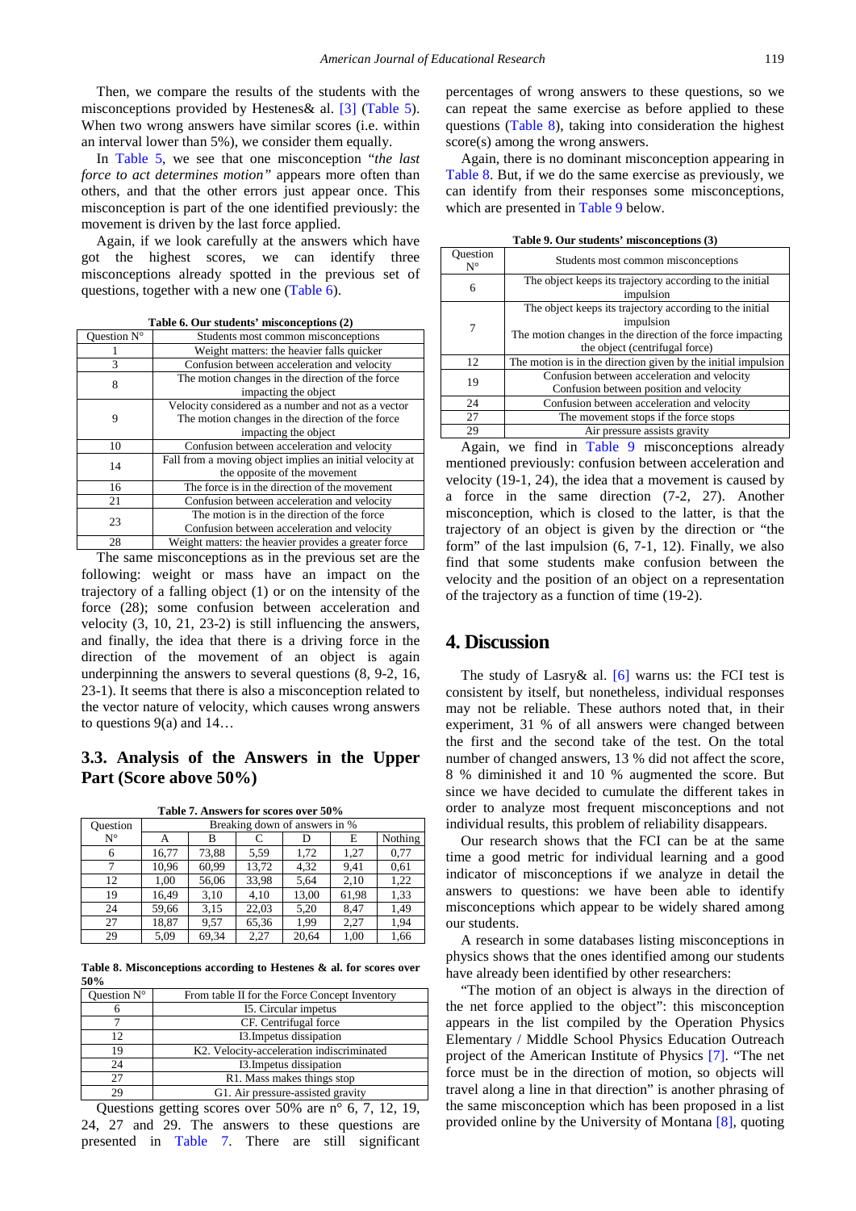Then, we compare the results of the students with the misconceptions provided by Hestenes& al. [3] (Table 5). When two wrong answers have similar scores (i.e. within an interval lower than 5%), we consider them equally.

In Table 5, we see that one misconception "*the last force to act determines motion*" appears more often than others, and that the other errors just appear once. This misconception is part of the one identified previously: the movement is driven by the last force applied.

Again, if we look carefully at the answers which have got the highest scores, we can identify three misconceptions already spotted in the previous set of questions, together with a new one (Table 6).

**Table 6. Our students' misconceptions (2)**

| Question N° | Students most common misconceptions |
|---|---|
| 1 | Weight matters: the heavier falls quicker |
| 3 | Confusion between acceleration and velocity |
| 8 | The motion changes in the direction of the force impacting the object |
| 9 | Velocity considered as a number and not as a vector<br>The motion changes in the direction of the force impacting the object |
| 10 | Confusion between acceleration and velocity |
| 14 | Fall from a moving object implies an initial velocity at the opposite of the movement |
| 16 | The force is in the direction of the movement |
| 21 | Confusion between acceleration and velocity |
| 23 | The motion is in the direction of the force<br>Confusion between acceleration and velocity |
| 28 | Weight matters: the heavier provides a greater force |

The same misconceptions as in the previous set are the following: weight or mass have an impact on the trajectory of a falling object (1) or on the intensity of the force (28); some confusion between acceleration and velocity (3, 10, 21, 23-2) is still influencing the answers, and finally, the idea that there is a driving force in the direction of the movement of an object is again underpinning the answers to several questions (8, 9-2, 16, 23-1). It seems that there is also a misconception related to the vector nature of velocity, which causes wrong answers to questions 9(a) and 14…

## 3.3. Analysis of the Answers in the Upper Part (Score above 50%)

**Table 7. Answers for scores over 50%**

| Question N° | Breaking down of answers in % | | | | | |
|---|---|---|---|---|---|---|
| | A | B | C | D | E | Nothing |
| 6 | 16,77 | 73,88 | 5,59 | 1,72 | 1,27 | 0,77 |
| 7 | 10,96 | 60,99 | 13,72 | 4,32 | 9,41 | 0,61 |
| 12 | 1,00 | 56,06 | 33,98 | 5,64 | 2,10 | 1,22 |
| 19 | 16,49 | 3,10 | 4,10 | 13,00 | 61,98 | 1,33 |
| 24 | 59,66 | 3,15 | 22,03 | 5,20 | 8,47 | 1,49 |
| 27 | 18,87 | 9,57 | 65,36 | 1,99 | 2,27 | 1,94 |
| 29 | 5,09 | 69,34 | 2,27 | 20,64 | 1,00 | 1,66 |

**Table 8. Misconceptions according to Hestenes & al. for scores over 50%**

| Question N° | From table II for the Force Concept Inventory |
|---|---|
| 6 | I5. Circular impetus |
| 7 | CF. Centrifugal force |
| 12 | I3.Impetus dissipation |
| 19 | K2. Velocity-acceleration indiscriminated |
| 24 | I3.Impetus dissipation |
| 27 | R1. Mass makes things stop |
| 29 | G1. Air pressure-assisted gravity |

Questions getting scores over 50% are n° 6, 7, 12, 19, 24, 27 and 29. The answers to these questions are presented in Table 7. There are still significant percentages of wrong answers to these questions, so we can repeat the same exercise as before applied to these questions (Table 8), taking into consideration the highest score(s) among the wrong answers.

Again, there is no dominant misconception appearing in Table 8. But, if we do the same exercise as previously, we can identify from their responses some misconceptions, which are presented in Table 9 below.

**Table 9. Our students' misconceptions (3)**

| Question N° | Students most common misconceptions |
|---|---|
| 6 | The object keeps its trajectory according to the initial impulsion |
| 7 | The object keeps its trajectory according to the initial impulsion<br>The motion changes in the direction of the force impacting the object (centrifugal force) |
| 12 | The motion is in the direction given by the initial impulsion |
| 19 | Confusion between acceleration and velocity<br>Confusion between position and velocity |
| 24 | Confusion between acceleration and velocity |
| 27 | The movement stops if the force stops |
| 29 | Air pressure assists gravity |

Again, we find in Table 9 misconceptions already mentioned previously: confusion between acceleration and velocity (19-1, 24), the idea that a movement is caused by a force in the same direction (7-2, 27). Another misconception, which is closed to the latter, is that the trajectory of an object is given by the direction or "the form" of the last impulsion (6, 7-1, 12). Finally, we also find that some students make confusion between the velocity and the position of an object on a representation of the trajectory as a function of time (19-2).

# 4. Discussion

The study of Lasry& al. [6] warns us: the FCI test is consistent by itself, but nonetheless, individual responses may not be reliable. These authors noted that, in their experiment, 31 % of all answers were changed between the first and the second take of the test. On the total number of changed answers, 13 % did not affect the score, 8 % diminished it and 10 % augmented the score. But since we have decided to cumulate the different takes in order to analyze most frequent misconceptions and not individual results, this problem of reliability disappears.

Our research shows that the FCI can be at the same time a good metric for individual learning and a good indicator of misconceptions if we analyze in detail the answers to questions: we have been able to identify misconceptions which appear to be widely shared among our students.

A research in some databases listing misconceptions in physics shows that the ones identified among our students have already been identified by other researchers:

"The motion of an object is always in the direction of the net force applied to the object": this misconception appears in the list compiled by the Operation Physics Elementary / Middle School Physics Education Outreach project of the American Institute of Physics [7]. "The net force must be in the direction of motion, so objects will travel along a line in that direction" is another phrasing of the same misconception which has been proposed in a list provided online by the University of Montana [8], quoting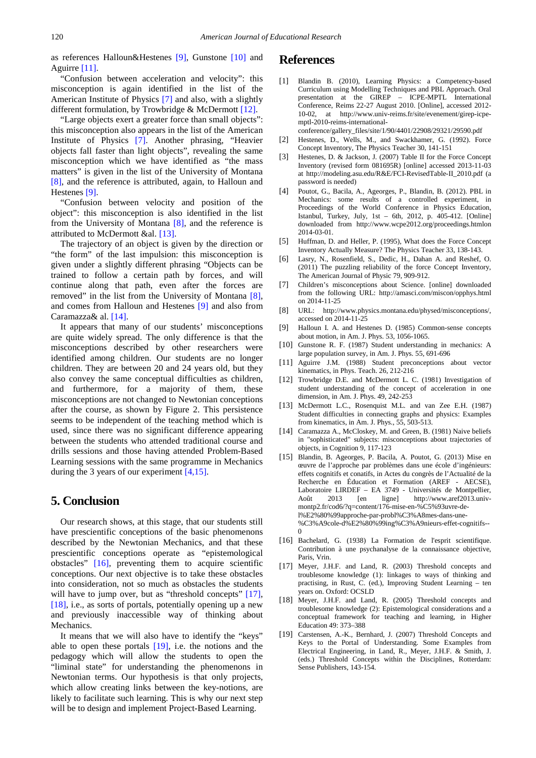as references Halloun&Hestenes [9], Gunstone [10] and Aguirre [11].

"Confusion between acceleration and velocity": this misconception is again identified in the list of the American Institute of Physics [7] and also, with a slightly different formulation, by Trowbridge & McDermott [12].

"Large objects exert a greater force than small objects": this misconception also appears in the list of the American Institute of Physics [7]. Another phrasing, "Heavier objects fall faster than light objects", revealing the same misconception which we have identified as "the mass matters" is given in the list of the University of Montana [8], and the reference is attributed, again, to Halloun and Hestenes [9].

"Confusion between velocity and position of the object": this misconception is also identified in the list from the University of Montana [8], and the reference is attributed to McDermott &al. [13].

The trajectory of an object is given by the direction or "the form" of the last impulsion: this misconception is given under a slightly different phrasing "Objects can be trained to follow a certain path by forces, and will continue along that path, even after the forces are removed" in the list from the University of Montana [8], and comes from Halloun and Hestenes [9] and also from Caramazza& al. [14].

It appears that many of our students' misconceptions are quite widely spread. The only difference is that the misconceptions described by other researchers were identified among children. Our students are no longer children. They are between 20 and 24 years old, but they also convey the same conceptual difficulties as children, and furthermore, for a majority of them, these misconceptions are not changed to Newtonian conceptions after the course, as shown by Figure 2. This persistence seems to be independent of the teaching method which is used, since there was no significant difference appearing between the students who attended traditional course and drills sessions and those having attended Problem-Based Learning sessions with the same programme in Mechanics during the 3 years of our experiment [4,15].

## 5. Conclusion

Our research shows, at this stage, that our students still have prescientific conceptions of the basic phenomenons described by the Newtonian Mechanics, and that these prescientific conceptions operate as "epistemological obstacles" [16], preventing them to acquire scientific conceptions. Our next objective is to take these obstacles into consideration, not so much as obstacles the students will have to jump over, but as "threshold concepts" [17], [18], i.e., as sorts of portals, potentially opening up a new and previously inaccessible way of thinking about Mechanics.

It means that we will also have to identify the "keys" able to open these portals [19], i.e. the notions and the pedagogy which will allow the students to open the "liminal state" for understanding the phenomenons in Newtonian terms. Our hypothesis is that only projects, which allow creating links between the key-notions, are likely to facilitate such learning. This is why our next step will be to design and implement Project-Based Learning.

## References

[1] Blandin B. (2010), Learning Physics: a Competency-based Curriculum using Modelling Techniques and PBL Approach. Oral presentation at the GIREP – ICPE-MPTL International Conference, Reims 22-27 August 2010. [Online], accessed 2012-10-02, at http://www.univ-reims.fr/site/evenement/girep-icpe-mptl-2010-reims-international-conference/gallery_files/site/1/90/4401/22908/29321/29590.pdf

[2] Hestenes, D., Wells, M., and Swackhamer, G. (1992). Force Concept Inventory, The Physics Teacher 30, 141-151

[3] Hestenes, D. & Jackson, J. (2007) Table II for the Force Concept Inventory (revised form 081695R) [online] accessed 2013-11-03 at http://modeling.asu.edu/R&E/FCI-RevisedTable-II_2010.pdf (a password is needed)

[4] Poutot, G., Bacila, A., Ageorges, P., Blandin, B. (2012). PBL in Mechanics: some results of a controlled experiment, in Proceedings of the World Conference in Physics Education, Istanbul, Turkey, July, 1st – 6th, 2012, p. 405-412. [Online] downloaded from http://www.wcpe2012.org/proceedings.htmlon 2014-03-01.

[5] Huffman, D. and Heller, P. (1995), What does the Force Concept Inventory Actually Measure? The Physics Teacher 33, 138-143.

[6] Lasry, N., Rosenfield, S., Dedic, H., Dahan A. and Reshef, O. (2011) The puzzling reliability of the force Concept Inventory, The American Journal of Physic 79, 909-912.

[7] Children's misconceptions about Science. [online] downloaded from the following URL: http://amasci.com/miscon/opphys.html on 2014-11-25

[8] URL: http://www.physics.montana.edu/physed/misconceptions/, accessed on 2014-11-25

[9] Halloun I. A. and Hestenes D. (1985) Common-sense concepts about motion, in Am. J. Phys. 53, 1056-1065.

[10] Gunstone R. F. (1987) Student understanding in mechanics: A large population survey, in Am. J. Phys. 55, 691-696

[11] Aguirre J.M. (1988) Student preconceptions about vector kinematics, in Phys. Teach. 26, 212-216

[12] Trowbridge D.E. and McDermott L. C. (1981) Investigation of student understanding of the concept of acceleration in one dimension, in Am. J. Phys. 49, 242-253

[13] McDermott L.C., Rosenquist M.L. and van Zee E.H. (1987) Student difficulties in connecting graphs and physics: Examples from kinematics, in Am. J. Phys., 55, 503-513.

[14] Caramazza A., McCloskey, M. and Green, B. (1981) Naive beliefs in "sophisticated" subjects: misconceptions about trajectories of objects, in Cognition 9, 117-123

[15] Blandin, B. Ageorges, P. Bacila, A. Poutot, G. (2013) Mise en œuvre de l'approche par problèmes dans une école d'ingénieurs: effets cognitifs et conatifs, in Actes du congrès de l'Actualité de la Recherche en Éducation en Formation (AREF - AECSE), Laboratoire LIRDEF – EA 3749 - Universités de Montpellier, Août 2013 [en ligne] http://www.aref2013.univ-montp2.fr/cod6/?q=content/176-mise-en-%C5%93uvre-de-l%E2%80%99approche-par-probl%C3%A8mes-dans-une-%C3%A9cole-d%E2%80%99ing%C3%A9nieurs-effet-cognitifs--0

[16] Bachelard, G. (1938) La Formation de l'esprit scientifique. Contribution à une psychanalyse de la connaissance objective, Paris, Vrin.

[17] Meyer, J.H.F. and Land, R. (2003) Threshold concepts and troublesome knowledge (1): linkages to ways of thinking and practising, in Rust, C. (ed.), Improving Student Learning – ten years on. Oxford: OCSLD

[18] Meyer, J.H.F. and Land, R. (2005) Threshold concepts and troublesome knowledge (2): Epistemological considerations and a conceptual framework for teaching and learning, in Higher Education 49: 373–388

[19] Carstensen, A.-K., Bernhard, J. (2007) Threshold Concepts and Keys to the Portal of Understanding. Some Examples from Electrical Engineering, in Land, R., Meyer, J.H.F. & Smith, J. (eds.) Threshold Concepts within the Disciplines, Rotterdam: Sense Publishers, 143-154.